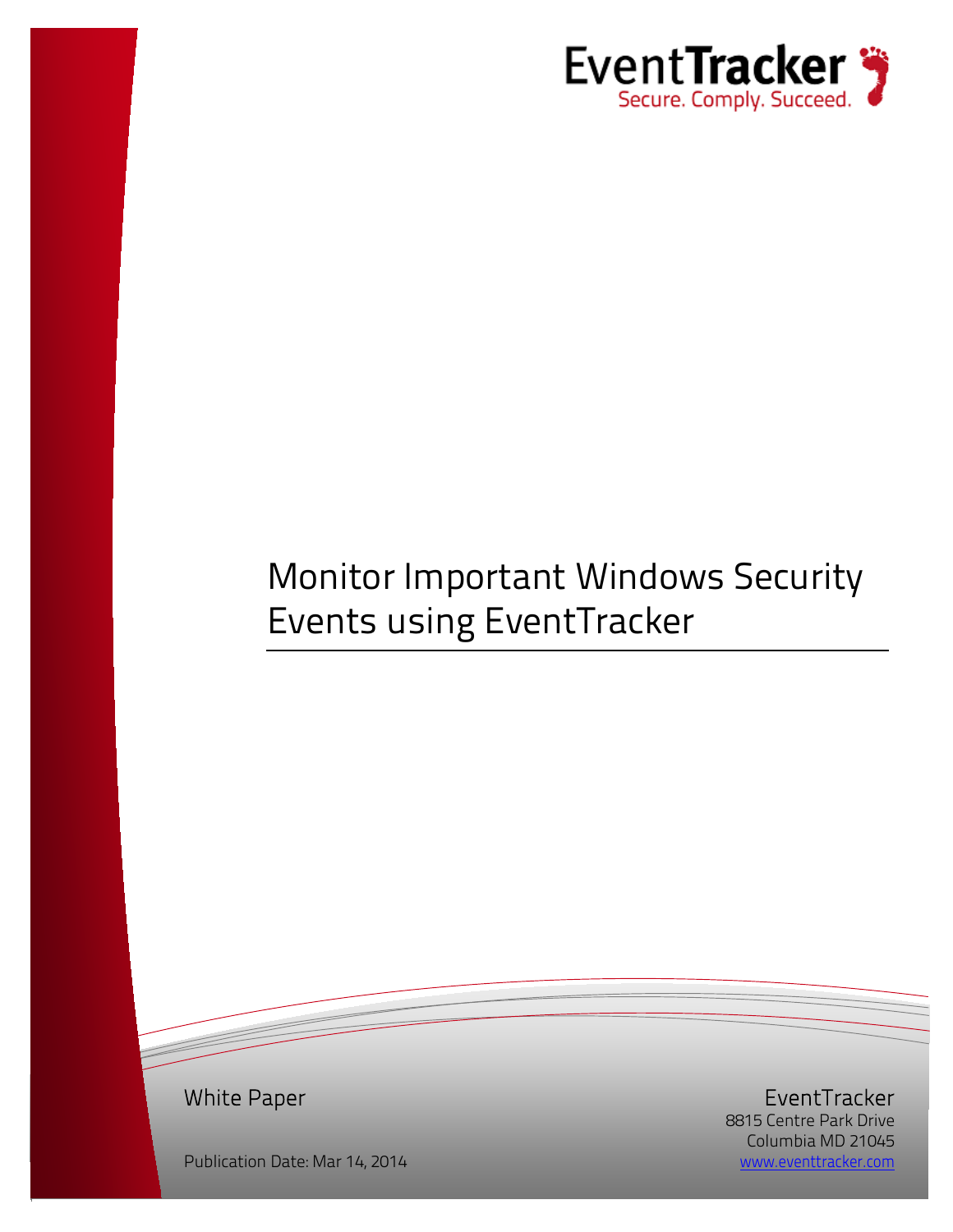EventTracker
Secure. Comply. Succeed.

# Monitor Important Windows Security Events using EventTracker

White Paper

Publication Date: Mar 14, 2014

EventTracker
8815 Centre Park Drive
Columbia MD 21045
www.eventtracker.com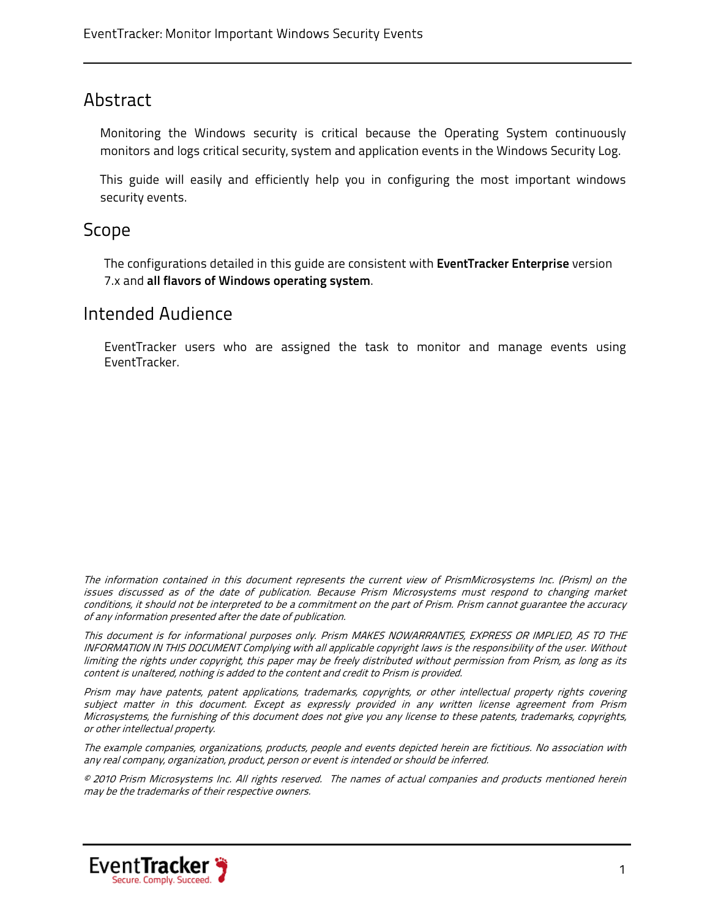## Abstract

Monitoring the Windows security is critical because the Operating System continuously monitors and logs critical security, system and application events in the Windows Security Log.

This guide will easily and efficiently help you in configuring the most important windows security events.

## Scope

The configurations detailed in this guide are consistent with **EventTracker Enterprise** version 7.x and **all flavors of Windows operating system**.

## Intended Audience

EventTracker users who are assigned the task to monitor and manage events using EventTracker.

*The information contained in this document represents the current view of PrismMicrosystems Inc. (Prism) on the issues discussed as of the date of publication. Because Prism Microsystems must respond to changing market conditions, it should not be interpreted to be a commitment on the part of Prism. Prism cannot guarantee the accuracy of any information presented after the date of publication.*

*This document is for informational purposes only. Prism MAKES NOWARRANTIES, EXPRESS OR IMPLIED, AS TO THE INFORMATION IN THIS DOCUMENT Complying with all applicable copyright laws is the responsibility of the user. Without limiting the rights under copyright, this paper may be freely distributed without permission from Prism, as long as its content is unaltered, nothing is added to the content and credit to Prism is provided.*

*Prism may have patents, patent applications, trademarks, copyrights, or other intellectual property rights covering subject matter in this document. Except as expressly provided in any written license agreement from Prism Microsystems, the furnishing of this document does not give you any license to these patents, trademarks, copyrights, or other intellectual property.*

*The example companies, organizations, products, people and events depicted herein are fictitious. No association with any real company, organization, product, person or event is intended or should be inferred.*

*© 2010 Prism Microsystems Inc. All rights reserved. The names of actual companies and products mentioned herein may be the trademarks of their respective owners.*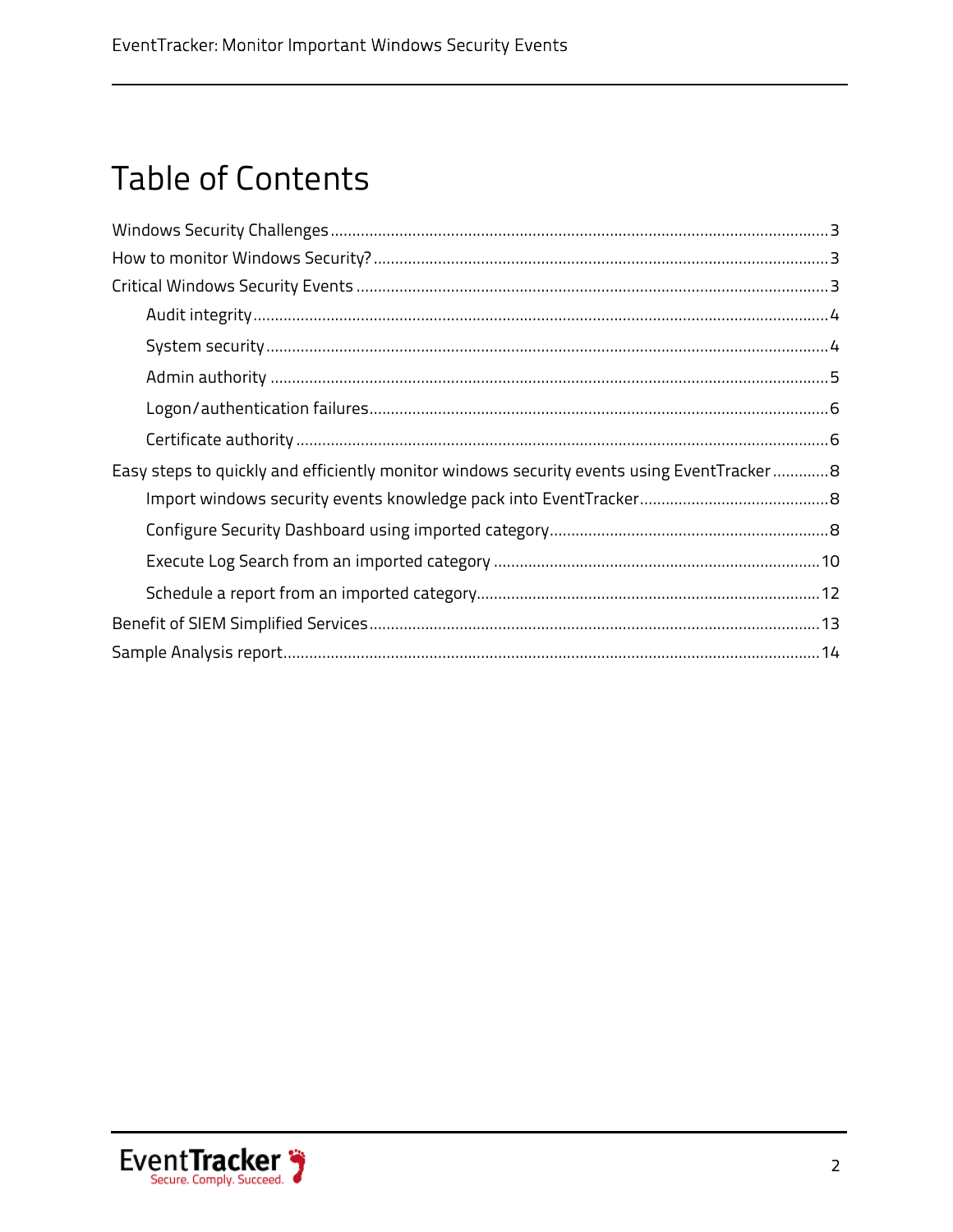# Table of Contents

Windows Security Challenges ........ 3

How to monitor Windows Security? ........ 3

Critical Windows Security Events ........ 3

- Audit integrity ........ 4
- System security ........ 4
- Admin authority ........ 5
- Logon/authentication failures ........ 6
- Certificate authority ........ 6

Easy steps to quickly and efficiently monitor windows security events using EventTracker ........ 8

- Import windows security events knowledge pack into EventTracker ........ 8
- Configure Security Dashboard using imported category ........ 8
- Execute Log Search from an imported category ........ 10
- Schedule a report from an imported category ........ 12

Benefit of SIEM Simplified Services ........ 13

Sample Analysis report ........ 14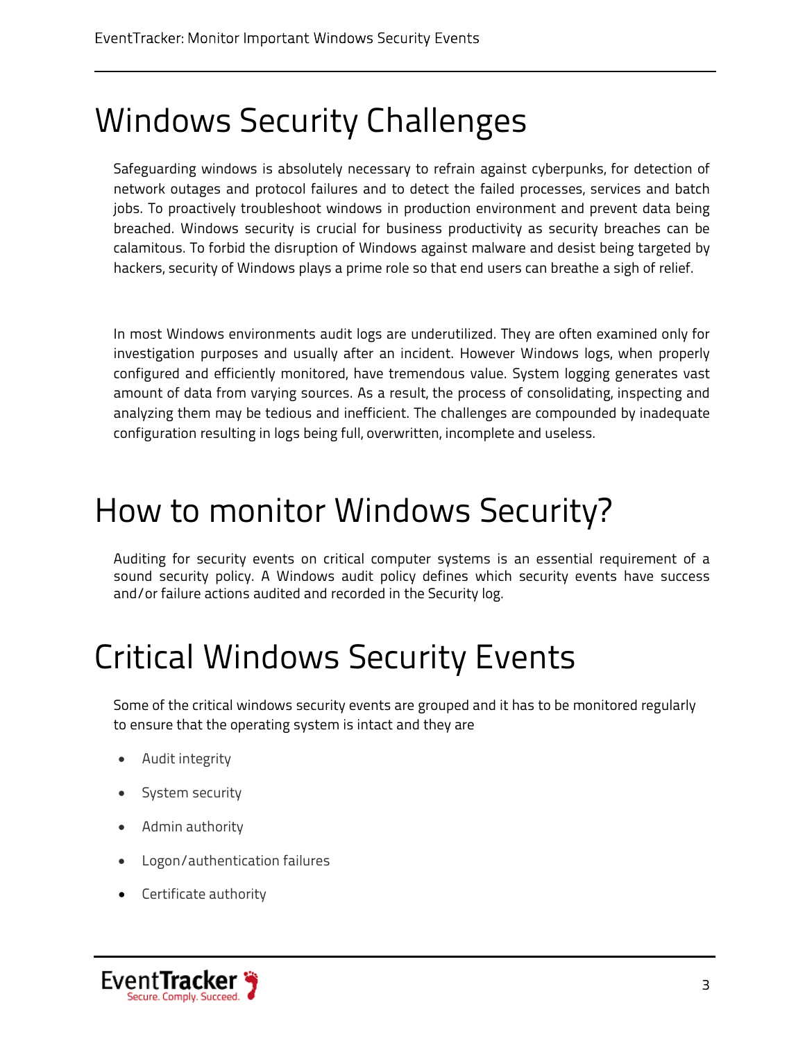# Windows Security Challenges

Safeguarding windows is absolutely necessary to refrain against cyberpunks, for detection of network outages and protocol failures and to detect the failed processes, services and batch jobs. To proactively troubleshoot windows in production environment and prevent data being breached. Windows security is crucial for business productivity as security breaches can be calamitous. To forbid the disruption of Windows against malware and desist being targeted by hackers, security of Windows plays a prime role so that end users can breathe a sigh of relief.

In most Windows environments audit logs are underutilized. They are often examined only for investigation purposes and usually after an incident. However Windows logs, when properly configured and efficiently monitored, have tremendous value. System logging generates vast amount of data from varying sources. As a result, the process of consolidating, inspecting and analyzing them may be tedious and inefficient. The challenges are compounded by inadequate configuration resulting in logs being full, overwritten, incomplete and useless.

# How to monitor Windows Security?

Auditing for security events on critical computer systems is an essential requirement of a sound security policy. A Windows audit policy defines which security events have success and/or failure actions audited and recorded in the Security log.

# Critical Windows Security Events

Some of the critical windows security events are grouped and it has to be monitored regularly to ensure that the operating system is intact and they are

- Audit integrity
- System security
- Admin authority
- Logon/authentication failures
- Certificate authority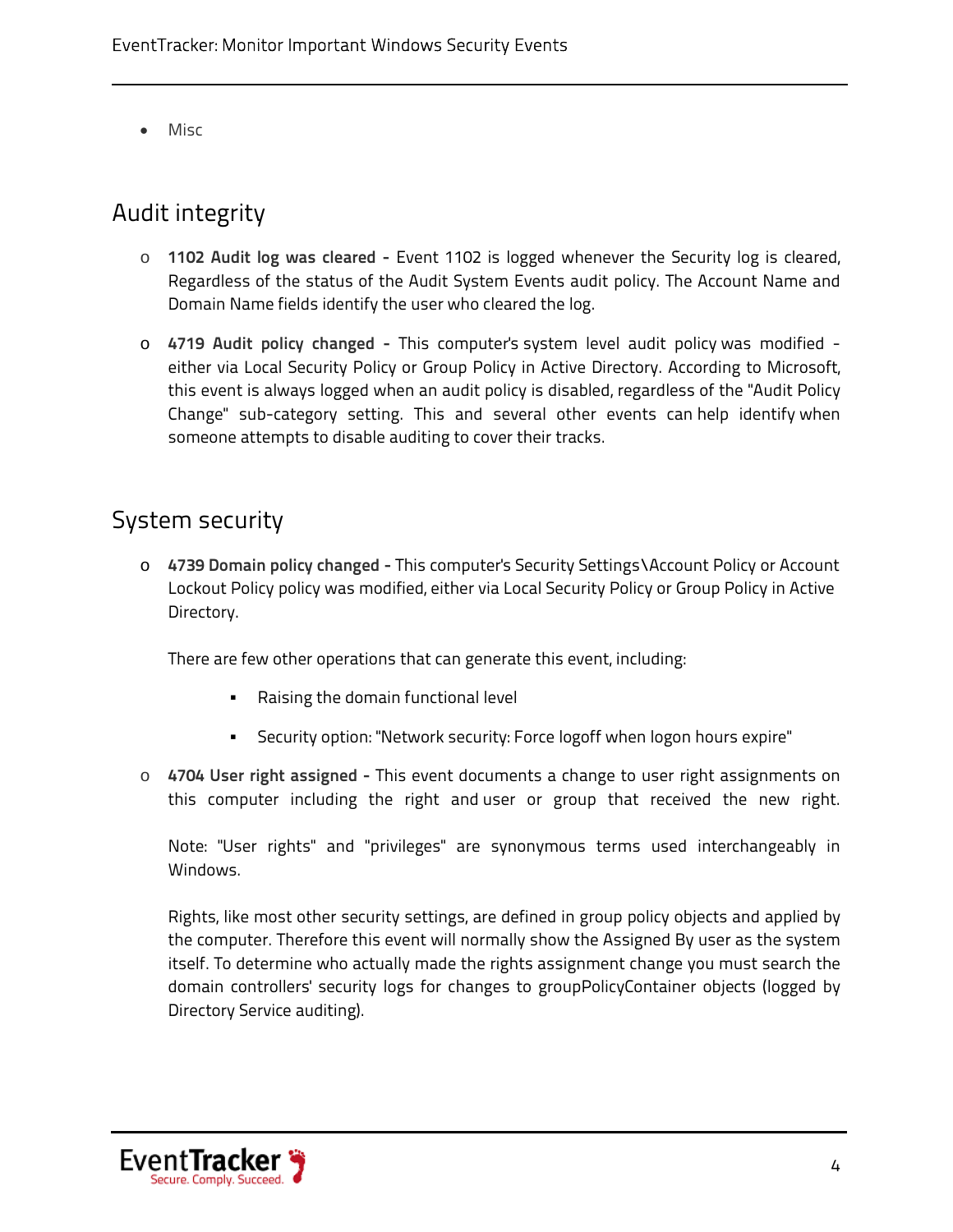- Misc

## Audit integrity

- **1102 Audit log was cleared -** Event 1102 is logged whenever the Security log is cleared, Regardless of the status of the Audit System Events audit policy. The Account Name and Domain Name fields identify the user who cleared the log.
- **4719 Audit policy changed -** This computer's system level audit policy was modified - either via Local Security Policy or Group Policy in Active Directory. According to Microsoft, this event is always logged when an audit policy is disabled, regardless of the "Audit Policy Change" sub-category setting. This and several other events can help identify when someone attempts to disable auditing to cover their tracks.

## System security

- **4739 Domain policy changed -** This computer's Security Settings\Account Policy or Account Lockout Policy policy was modified, either via Local Security Policy or Group Policy in Active Directory.

  There are few other operations that can generate this event, including:

  - Raising the domain functional level
  - Security option: "Network security: Force logoff when logon hours expire"

- **4704 User right assigned -** This event documents a change to user right assignments on this computer including the right and user or group that received the new right.

  Note: "User rights" and "privileges" are synonymous terms used interchangeably in Windows.

  Rights, like most other security settings, are defined in group policy objects and applied by the computer. Therefore this event will normally show the Assigned By user as the system itself. To determine who actually made the rights assignment change you must search the domain controllers' security logs for changes to groupPolicyContainer objects (logged by Directory Service auditing).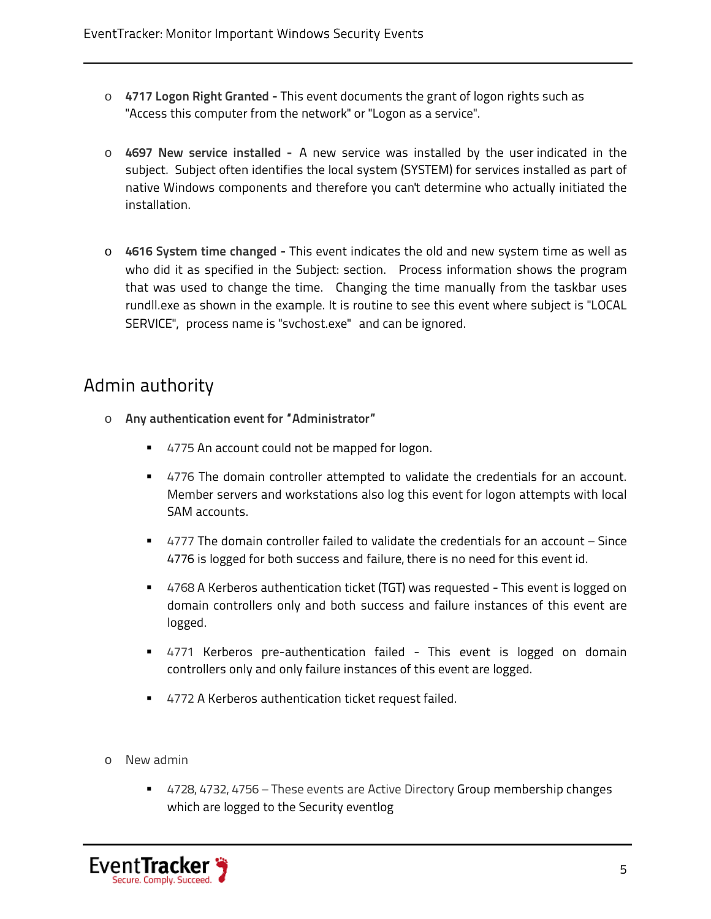- **4717 Logon Right Granted -** This event documents the grant of logon rights such as "Access this computer from the network" or "Logon as a service".

- **4697 New service installed -** A new service was installed by the user indicated in the subject. Subject often identifies the local system (SYSTEM) for services installed as part of native Windows components and therefore you can't determine who actually initiated the installation.

- **4616 System time changed -** This event indicates the old and new system time as well as who did it as specified in the Subject: section. Process information shows the program that was used to change the time. Changing the time manually from the taskbar uses rundll.exe as shown in the example. It is routine to see this event where subject is "LOCAL SERVICE", process name is "svchost.exe" and can be ignored.

## Admin authority

- **Any authentication event for "Administrator"**
  - 4775 An account could not be mapped for logon.
  - 4776 The domain controller attempted to validate the credentials for an account. Member servers and workstations also log this event for logon attempts with local SAM accounts.
  - 4777 The domain controller failed to validate the credentials for an account – Since 4776 is logged for both success and failure, there is no need for this event id.
  - 4768 A Kerberos authentication ticket (TGT) was requested - This event is logged on domain controllers only and both success and failure instances of this event are logged.
  - 4771 Kerberos pre-authentication failed - This event is logged on domain controllers only and only failure instances of this event are logged.
  - 4772 A Kerberos authentication ticket request failed.

- New admin
  - 4728, 4732, 4756 – These events are Active Directory Group membership changes which are logged to the Security eventlog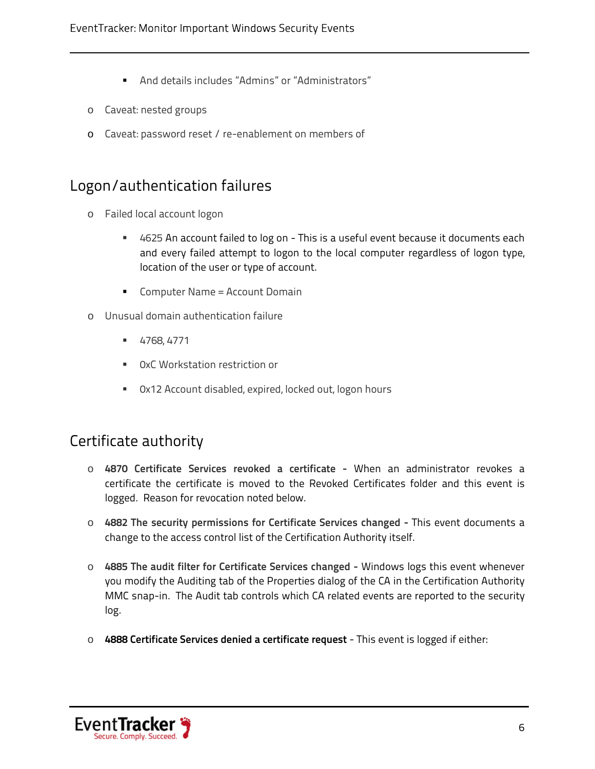- And details includes "Admins" or "Administrators"
- Caveat: nested groups
- Caveat: password reset / re-enablement on members of

## Logon/authentication failures

- Failed local account logon
    - 4625 An account failed to log on - This is a useful event because it documents each and every failed attempt to logon to the local computer regardless of logon type, location of the user or type of account.
    - Computer Name = Account Domain
- Unusual domain authentication failure
    - 4768, 4771
    - 0xC Workstation restriction or
    - 0x12 Account disabled, expired, locked out, logon hours

## Certificate authority

- **4870 Certificate Services revoked a certificate -** When an administrator revokes a certificate the certificate is moved to the Revoked Certificates folder and this event is logged. Reason for revocation noted below.
- **4882 The security permissions for Certificate Services changed -** This event documents a change to the access control list of the Certification Authority itself.
- **4885 The audit filter for Certificate Services changed -** Windows logs this event whenever you modify the Auditing tab of the Properties dialog of the CA in the Certification Authority MMC snap-in. The Audit tab controls which CA related events are reported to the security log.
- **4888 Certificate Services denied a certificate request** - This event is logged if either: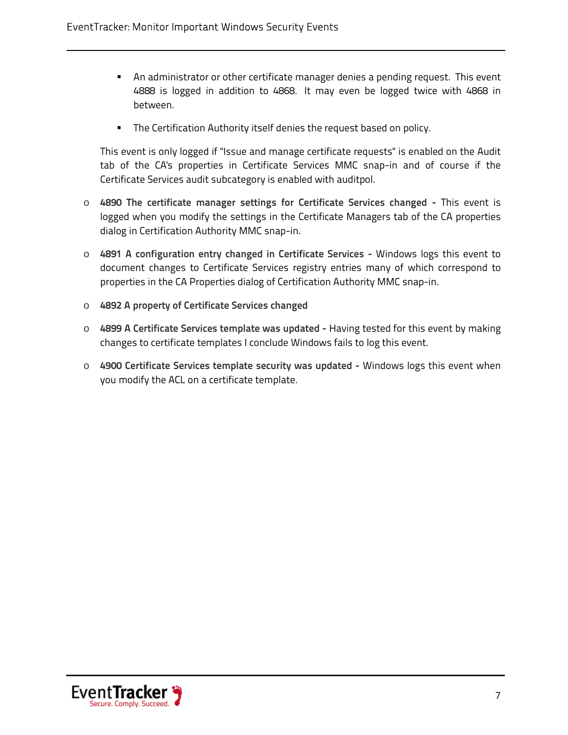- An administrator or other certificate manager denies a pending request. This event 4888 is logged in addition to 4868. It may even be logged twice with 4868 in between.
    - The Certification Authority itself denies the request based on policy.

  This event is only logged if "Issue and manage certificate requests" is enabled on the Audit tab of the CA's properties in Certificate Services MMC snap-in and of course if the Certificate Services audit subcategory is enabled with auditpol.

- **4890 The certificate manager settings for Certificate Services changed -** This event is logged when you modify the settings in the Certificate Managers tab of the CA properties dialog in Certification Authority MMC snap-in.
- **4891 A configuration entry changed in Certificate Services -** Windows logs this event to document changes to Certificate Services registry entries many of which correspond to properties in the CA Properties dialog of Certification Authority MMC snap-in.
- **4892 A property of Certificate Services changed**
- **4899 A Certificate Services template was updated -** Having tested for this event by making changes to certificate templates I conclude Windows fails to log this event.
- **4900 Certificate Services template security was updated -** Windows logs this event when you modify the ACL on a certificate template.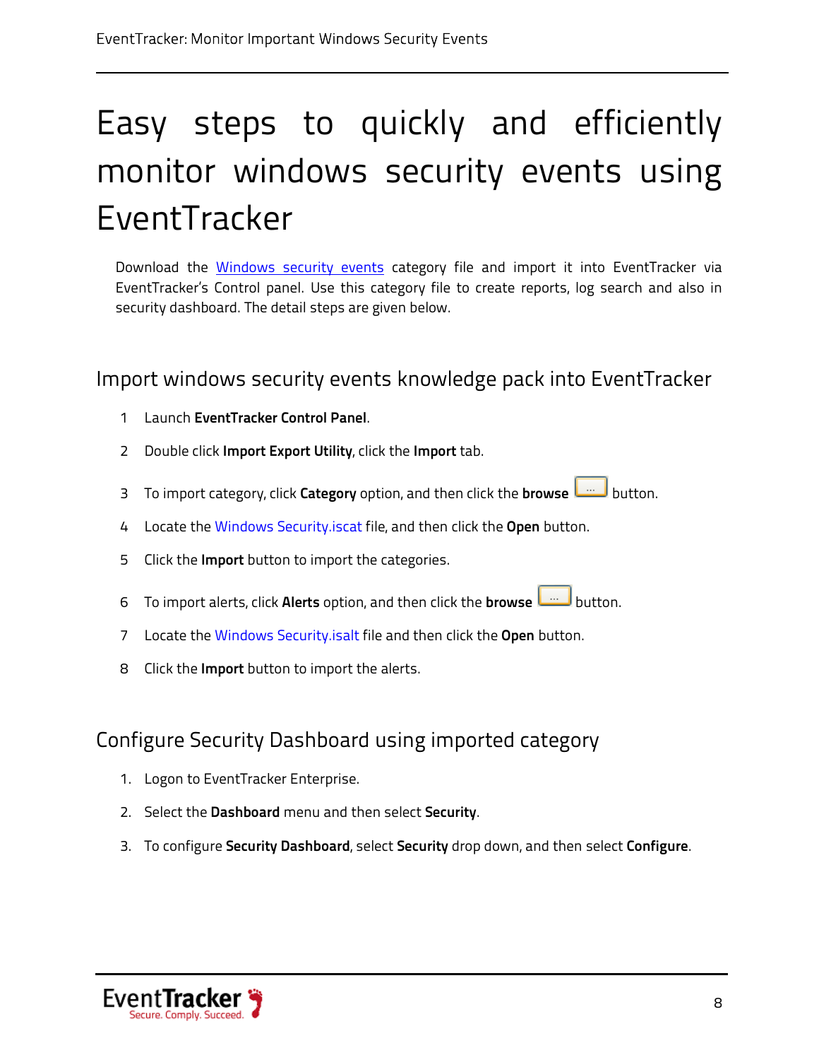# Easy steps to quickly and efficiently monitor windows security events using EventTracker

Download the [Windows security events](#) category file and import it into EventTracker via EventTracker's Control panel. Use this category file to create reports, log search and also in security dashboard. The detail steps are given below.

## Import windows security events knowledge pack into EventTracker

1. Launch **EventTracker Control Panel**.
2. Double click **Import Export Utility**, click the **Import** tab.
3. To import category, click **Category** option, and then click the **browse** [...] button.
4. Locate the Windows Security.iscat file, and then click the **Open** button.
5. Click the **Import** button to import the categories.
6. To import alerts, click **Alerts** option, and then click the **browse** [...] button.
7. Locate the Windows Security.isalt file and then click the **Open** button.
8. Click the **Import** button to import the alerts.

## Configure Security Dashboard using imported category

1. Logon to EventTracker Enterprise.
2. Select the **Dashboard** menu and then select **Security**.
3. To configure **Security Dashboard**, select **Security** drop down, and then select **Configure**.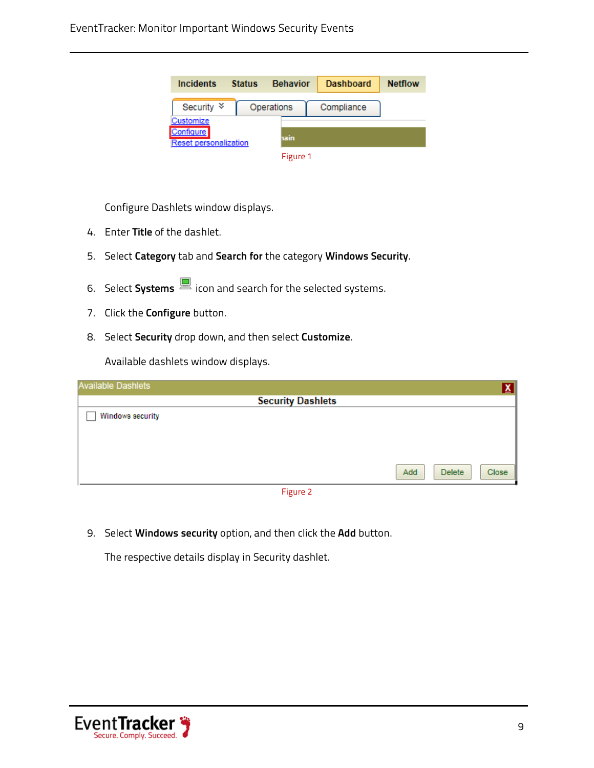Figure 1

Configure Dashlets window displays.

4. Enter **Title** of the dashlet.
5. Select **Category** tab and **Search for** the category **Windows Security**.
6. Select **Systems** icon and search for the selected systems.
7. Click the **Configure** button.
8. Select **Security** drop down, and then select **Customize**.

   Available dashlets window displays.

Figure 2

9. Select **Windows security** option, and then click the **Add** button.

   The respective details display in Security dashlet.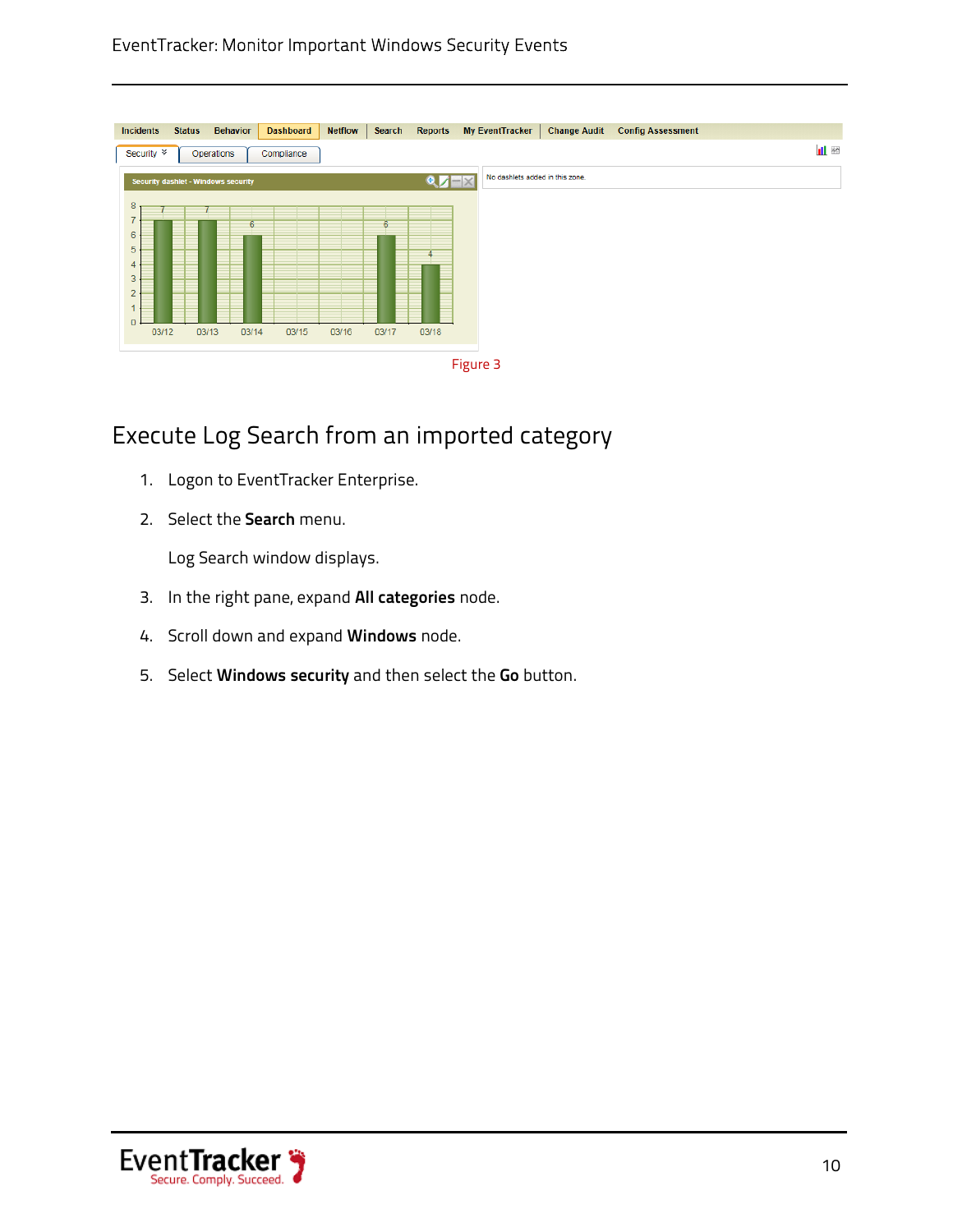Figure 3

## Execute Log Search from an imported category

1. Logon to EventTracker Enterprise.
2. Select the **Search** menu.

   Log Search window displays.

3. In the right pane, expand **All categories** node.
4. Scroll down and expand **Windows** node.
5. Select **Windows security** and then select the **Go** button.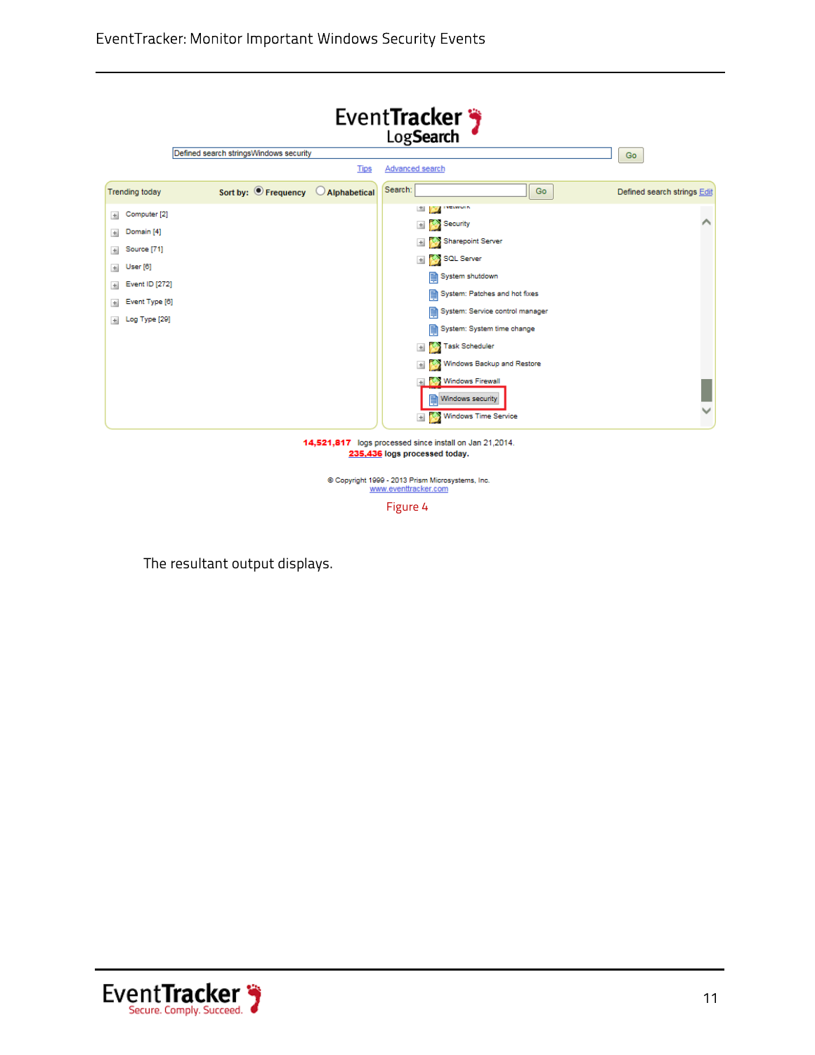Figure 4

The resultant output displays.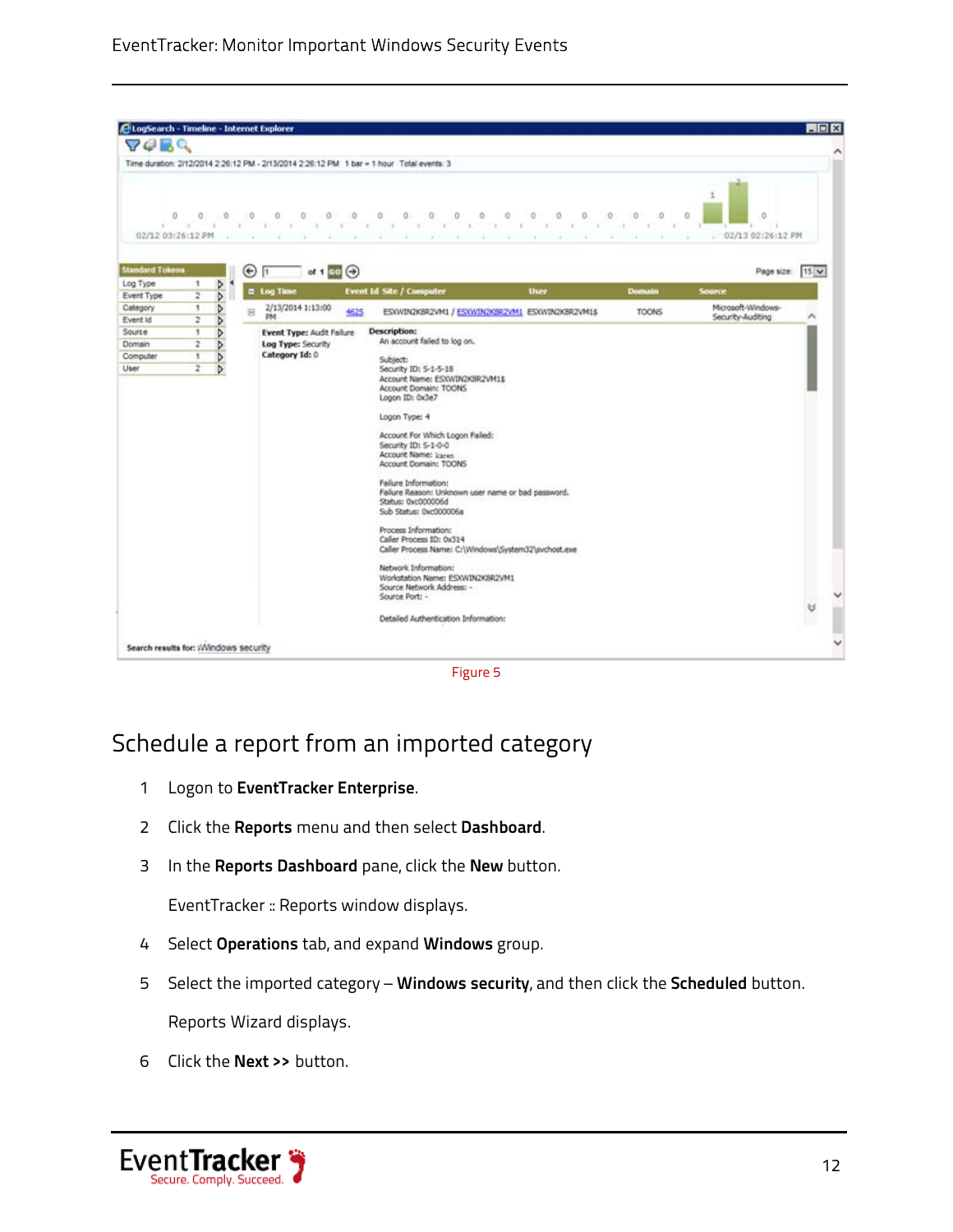Figure 5

## Schedule a report from an imported category

1. Logon to **EventTracker Enterprise**.
2. Click the **Reports** menu and then select **Dashboard**.
3. In the **Reports Dashboard** pane, click the **New** button.

   EventTracker :: Reports window displays.
4. Select **Operations** tab, and expand **Windows** group.
5. Select the imported category – **Windows security**, and then click the **Scheduled** button.

   Reports Wizard displays.
6. Click the **Next >>** button.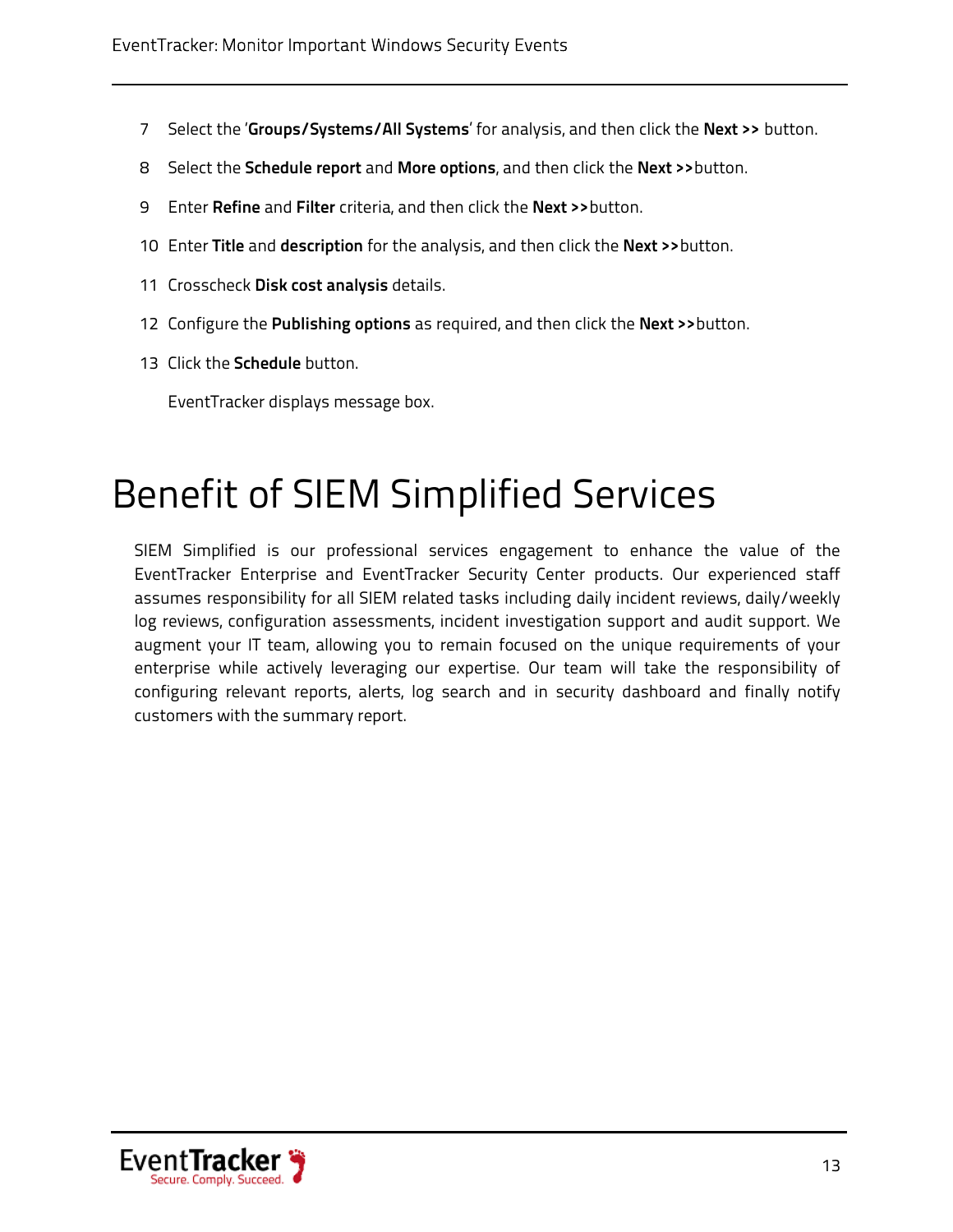7. Select the '**Groups/Systems/All Systems**' for analysis, and then click the **Next >>** button.
8. Select the **Schedule report** and **More options**, and then click the **Next >>**button.
9. Enter **Refine** and **Filter** criteria, and then click the **Next >>**button.
10. Enter **Title** and **description** for the analysis, and then click the **Next >>**button.
11. Crosscheck **Disk cost analysis** details.
12. Configure the **Publishing options** as required, and then click the **Next >>**button.
13. Click the **Schedule** button.

    EventTracker displays message box.

# Benefit of SIEM Simplified Services

SIEM Simplified is our professional services engagement to enhance the value of the EventTracker Enterprise and EventTracker Security Center products. Our experienced staff assumes responsibility for all SIEM related tasks including daily incident reviews, daily/weekly log reviews, configuration assessments, incident investigation support and audit support. We augment your IT team, allowing you to remain focused on the unique requirements of your enterprise while actively leveraging our expertise. Our team will take the responsibility of configuring relevant reports, alerts, log search and in security dashboard and finally notify customers with the summary report.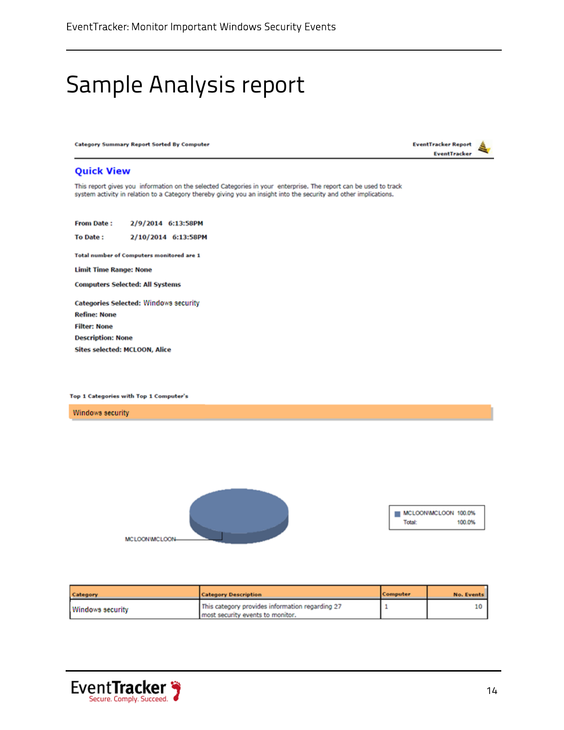# Sample Analysis report

Category Summary Report Sorted By Computer

EventTracker Report
EventTracker

## Quick View

This report gives you information on the selected Categories in your enterprise. The report can be used to track system activity in relation to a Category thereby giving you an insight into the security and other implications.

**From Date :** 2/9/2014 6:13:58PM

**To Date :** 2/10/2014 6:13:58PM

**Total number of Computers monitored are 1**

**Limit Time Range: None**

**Computers Selected: All Systems**

**Categories Selected:** Windows security

**Refine: None**

**Filter: None**

**Description: None**

**Sites selected: MCLOON, Alice**

**Top 1 Categories with Top 1 Computer's**

Windows security

MCLOON\MCLOON

| | |
|---|---|
| MCLOON\MCLOON | 100.0% |
| Total: | 100.0% |

| Category | Category Description | Computer | No. Events |
|---|---|---|---|
| Windows security | This category provides information regarding 27 most security events to monitor. | 1 | 10 |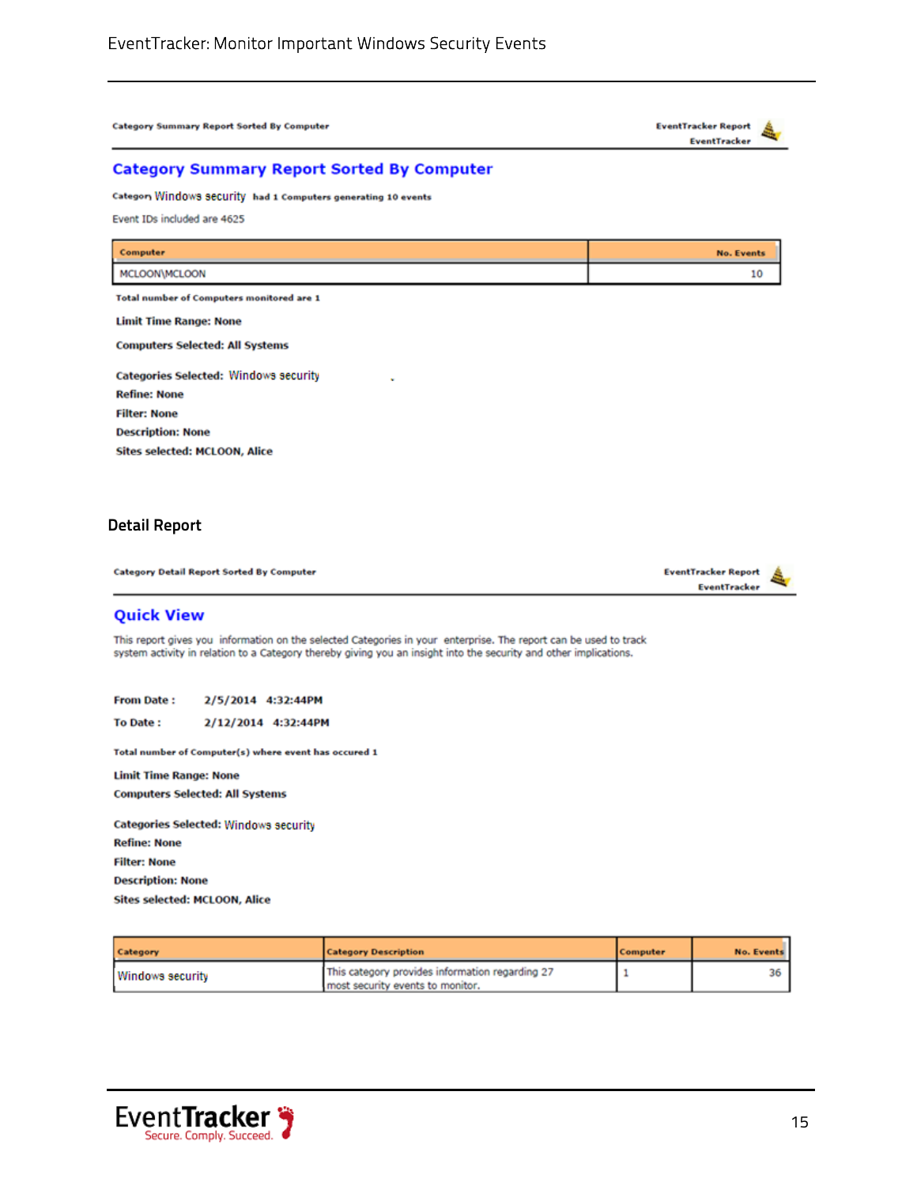Category Summary Report Sorted By Computer

EventTracker Report
EventTracker

## Category Summary Report Sorted By Computer

Category Windows security had 1 Computers generating 10 events

Event IDs included are 4625

| Computer | No. Events |
|---|---|
| MCLOON\MCLOON | 10 |

Total number of Computers monitored are 1

**Limit Time Range: None**

**Computers Selected: All Systems**

**Categories Selected:** Windows security

**Refine: None**

**Filter: None**

**Description: None**

**Sites selected: MCLOON, Alice**

## Detail Report

Category Detail Report Sorted By Computer

EventTracker Report
EventTracker

### Quick View

This report gives you information on the selected Categories in your enterprise. The report can be used to track system activity in relation to a Category thereby giving you an insight into the security and other implications.

**From Date :** 2/5/2014 4:32:44PM

**To Date :** 2/12/2014 4:32:44PM

Total number of Computer(s) where event has occured 1

**Limit Time Range: None**

**Computers Selected: All Systems**

**Categories Selected:** Windows security

**Refine: None**

**Filter: None**

**Description: None**

**Sites selected: MCLOON, Alice**

| Category | Category Description | Computer | No. Events |
|---|---|---|---|
| Windows security | This category provides information regarding 27 most security events to monitor. | 1 | 36 |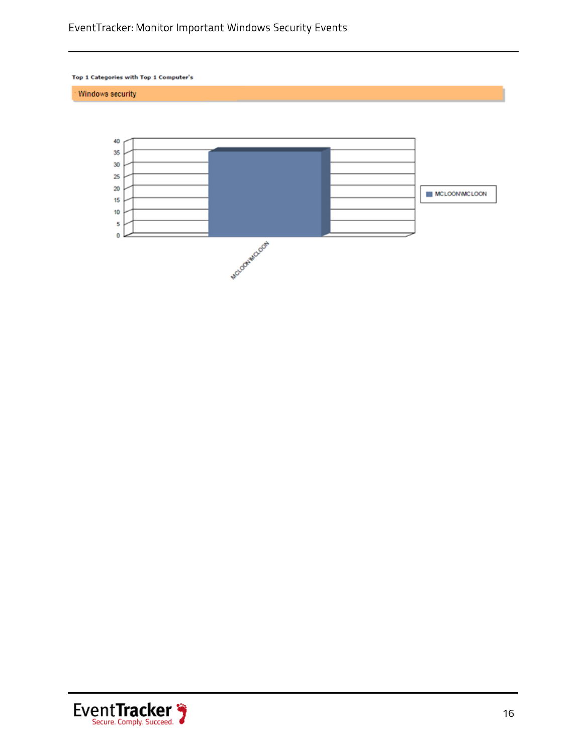**Top 1 Categories with Top 1 Computer's**

Windows security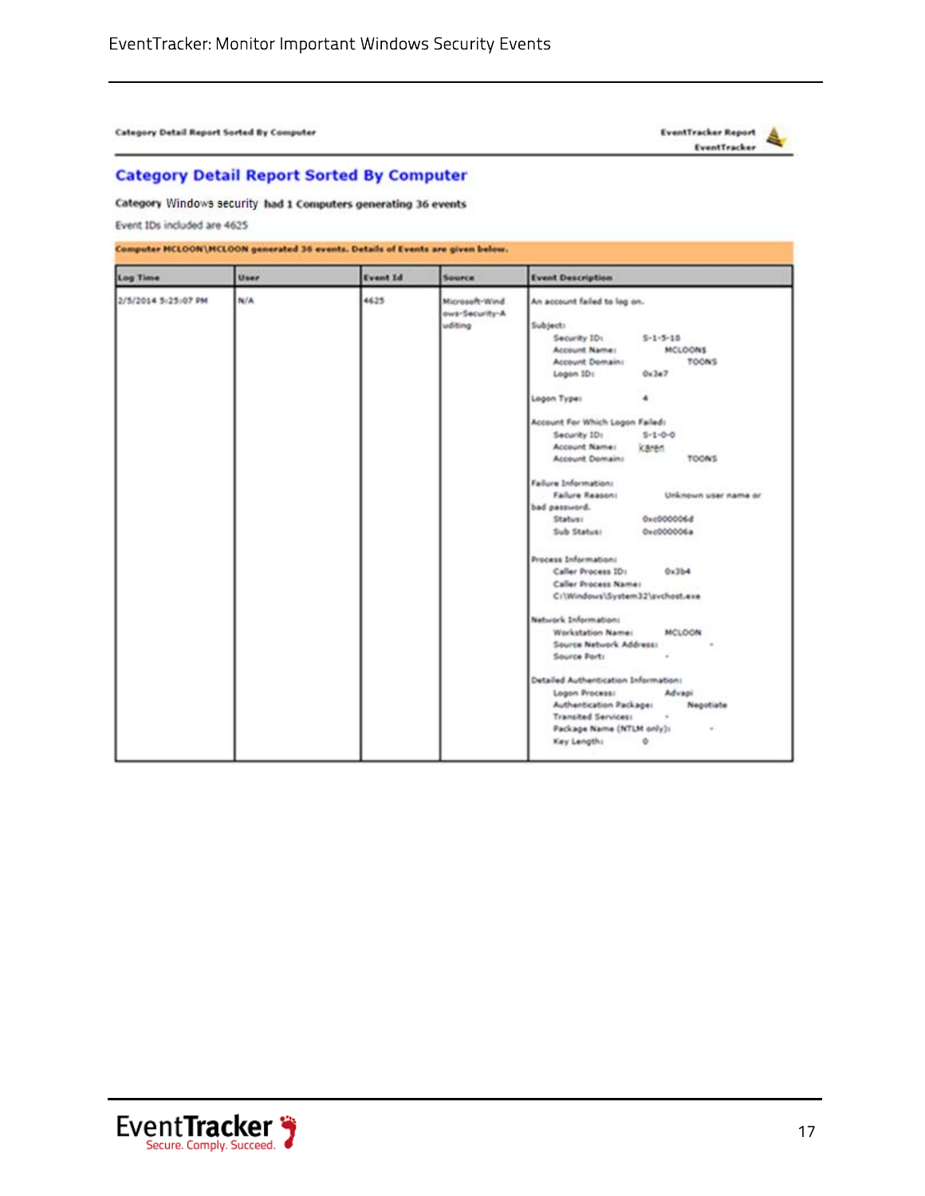Category Detail Report Sorted By Computer

EventTracker Report
EventTracker

## Category Detail Report Sorted By Computer

Category Windows security had 1 Computers generating 36 events

Event IDs included are 4625

**Computer MCLOON\MCLOON generated 36 events. Details of Events are given below.**

| Log Time | User | Event Id | Source | Event Description |
|---|---|---|---|---|
| 2/5/2014 5:25:07 PM | N/A | 4625 | Microsoft-Windows-Security-Auditing | An account failed to log on.<br><br>Subject:<br>Security ID: S-1-5-18<br>Account Name: MCLOON$<br>Account Domain: TOONS<br>Logon ID: 0x3e7<br><br>Logon Type: 4<br><br>Account For Which Logon Failed:<br>Security ID: S-1-0-0<br>Account Name: karen<br>Account Domain: TOONS<br><br>Failure Information:<br>Failure Reason: Unknown user name or bad password.<br>Status: 0xc000006d<br>Sub Status: 0xc000006a<br><br>Process Information:<br>Caller Process ID: 0x3b4<br>Caller Process Name: C:\Windows\System32\svchost.exe<br><br>Network Information:<br>Workstation Name: MCLOON<br>Source Network Address: -<br>Source Port: -<br><br>Detailed Authentication Information:<br>Logon Process: Advapi<br>Authentication Package: Negotiate<br>Transited Services: -<br>Package Name (NTLM only): -<br>Key Length: 0 |